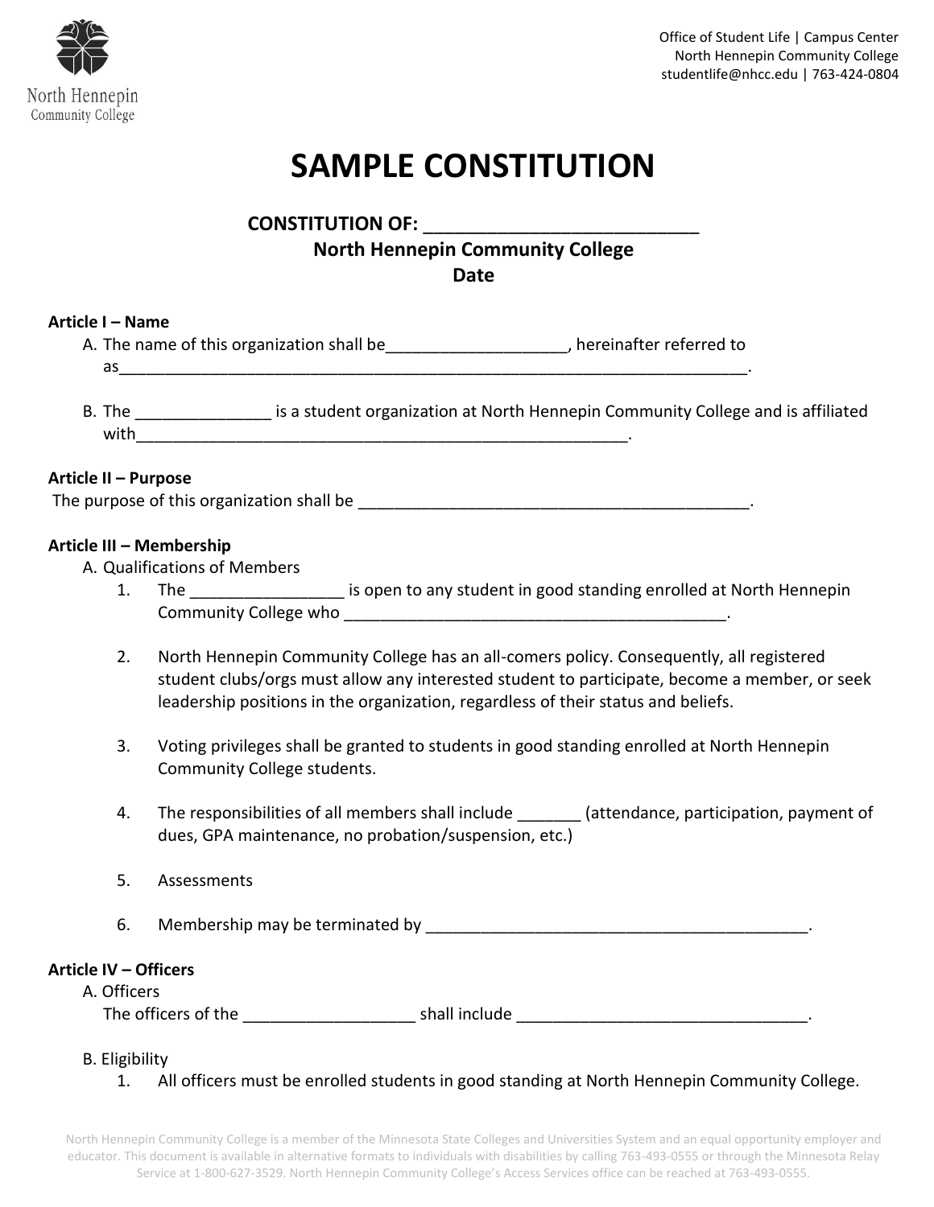Office of Student Life | Campus Center
North Hennepin Community College
studentlife@nhcc.edu | 763-424-0804

# SAMPLE CONSTITUTION

**CONSTITUTION OF: ___________________________**
**North Hennepin Community College**
**Date**

**Article I – Name**

A. The name of this organization shall be___________________, hereinafter referred to as_______________________________________________________________________.

B. The ______________ is a student organization at North Hennepin Community College and is affiliated with________________________________________________________.

**Article II – Purpose**

The purpose of this organization shall be ___________________________________________.

**Article III – Membership**

A. Qualifications of Members

1. The ________________ is open to any student in good standing enrolled at North Hennepin Community College who __________________________________________.

2. North Hennepin Community College has an all-comers policy. Consequently, all registered student clubs/orgs must allow any interested student to participate, become a member, or seek leadership positions in the organization, regardless of their status and beliefs.

3. Voting privileges shall be granted to students in good standing enrolled at North Hennepin Community College students.

4. The responsibilities of all members shall include _______ (attendance, participation, payment of dues, GPA maintenance, no probation/suspension, etc.)

5. Assessments

6. Membership may be terminated by __________________________________________.

**Article IV – Officers**

A. Officers

The officers of the __________________ shall include ________________________________.

B. Eligibility

1. All officers must be enrolled students in good standing at North Hennepin Community College.

North Hennepin Community College is a member of the Minnesota State Colleges and Universities System and an equal opportunity employer and educator. This document is available in alternative formats to individuals with disabilities by calling 763-493-0555 or through the Minnesota Relay Service at 1-800-627-3529. North Hennepin Community College's Access Services office can be reached at 763-493-0555.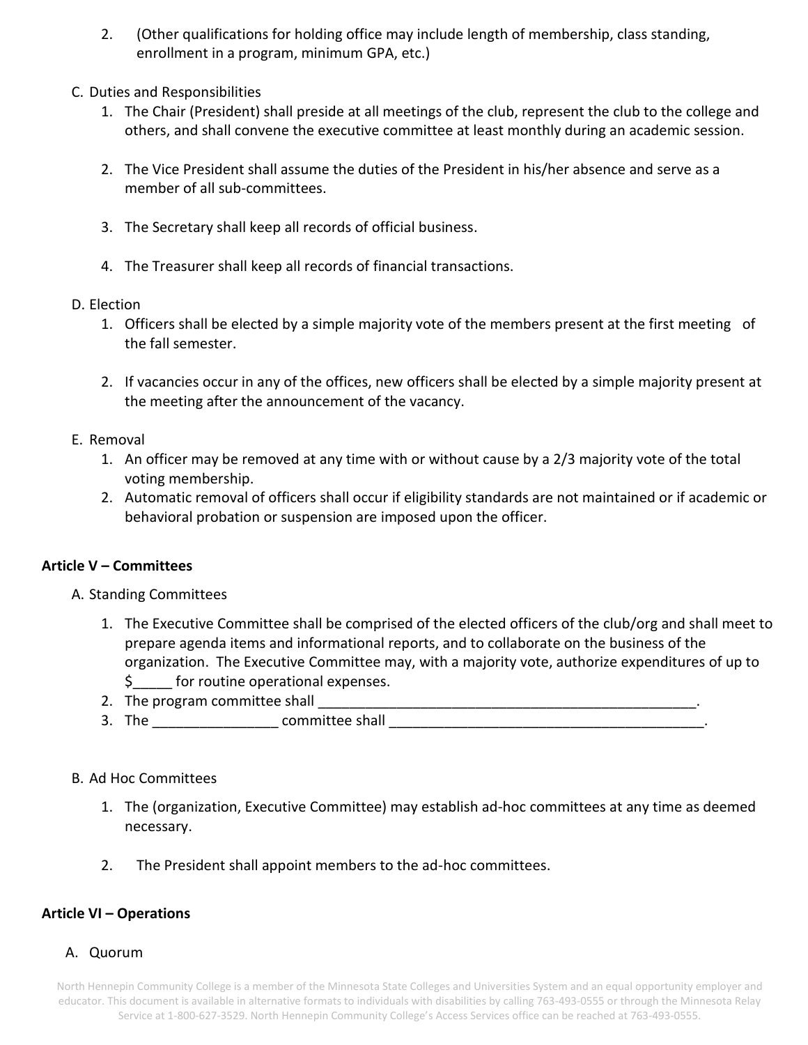2. (Other qualifications for holding office may include length of membership, class standing, enrollment in a program, minimum GPA, etc.)

C. Duties and Responsibilities

1. The Chair (President) shall preside at all meetings of the club, represent the club to the college and others, and shall convene the executive committee at least monthly during an academic session.
2. The Vice President shall assume the duties of the President in his/her absence and serve as a member of all sub-committees.
3. The Secretary shall keep all records of official business.
4. The Treasurer shall keep all records of financial transactions.

D. Election

1. Officers shall be elected by a simple majority vote of the members present at the first meeting of the fall semester.
2. If vacancies occur in any of the offices, new officers shall be elected by a simple majority present at the meeting after the announcement of the vacancy.

E. Removal

1. An officer may be removed at any time with or without cause by a 2/3 majority vote of the total voting membership.
2. Automatic removal of officers shall occur if eligibility standards are not maintained or if academic or behavioral probation or suspension are imposed upon the officer.

**Article V – Committees**

A. Standing Committees

1. The Executive Committee shall be comprised of the elected officers of the club/org and shall meet to prepare agenda items and informational reports, and to collaborate on the business of the organization. The Executive Committee may, with a majority vote, authorize expenditures of up to $_____ for routine operational expenses.
2. The program committee shall ___________________________________________________.
3. The ________________ committee shall __________________________________________.

B. Ad Hoc Committees

1. The (organization, Executive Committee) may establish ad-hoc committees at any time as deemed necessary.
2. The President shall appoint members to the ad-hoc committees.

**Article VI – Operations**

A. Quorum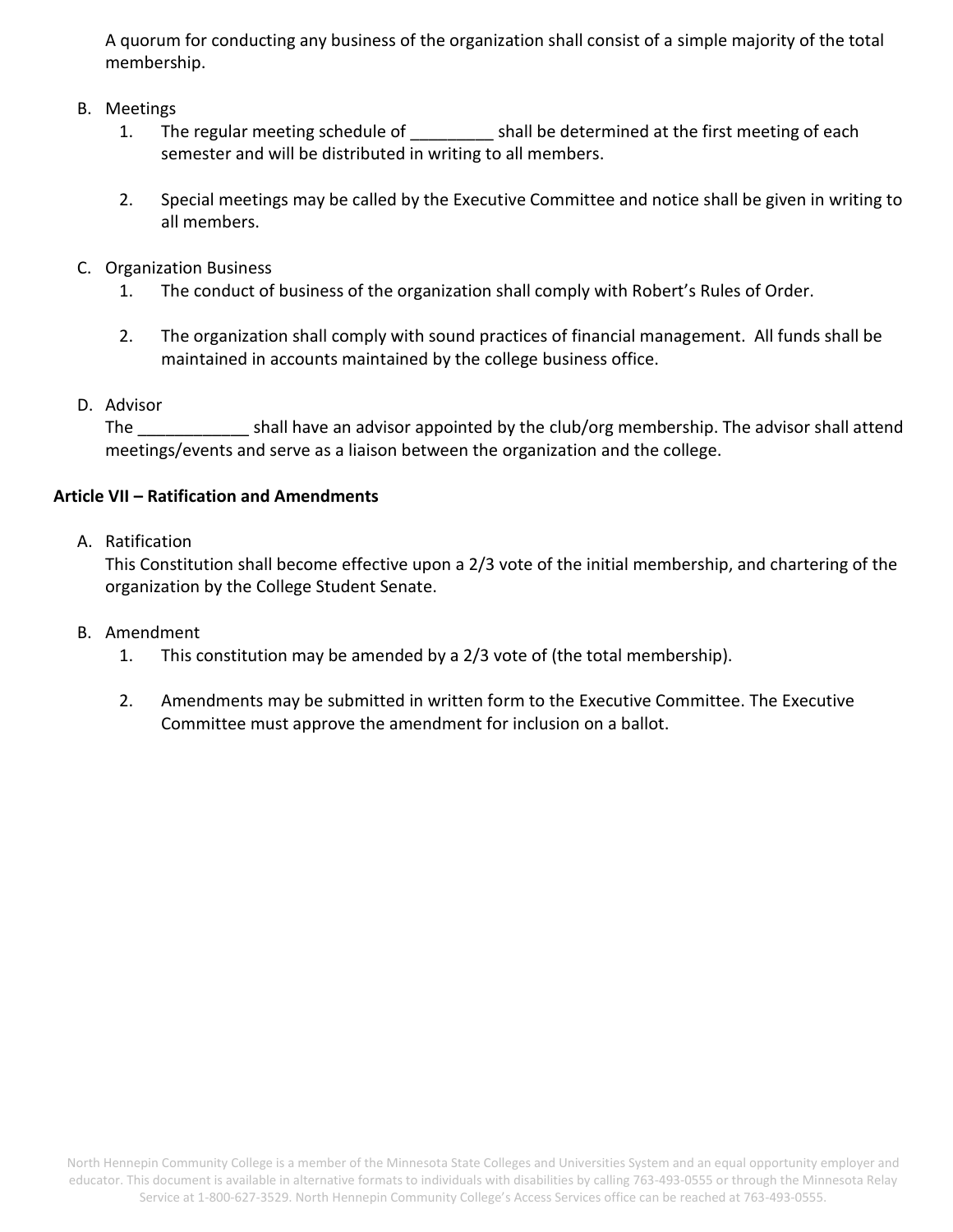A quorum for conducting any business of the organization shall consist of a simple majority of the total membership.

B. Meetings
   1. The regular meeting schedule of _________ shall be determined at the first meeting of each semester and will be distributed in writing to all members.

   2. Special meetings may be called by the Executive Committee and notice shall be given in writing to all members.

C. Organization Business
   1. The conduct of business of the organization shall comply with Robert's Rules of Order.

   2. The organization shall comply with sound practices of financial management. All funds shall be maintained in accounts maintained by the college business office.

D. Advisor

   The ____________ shall have an advisor appointed by the club/org membership. The advisor shall attend meetings/events and serve as a liaison between the organization and the college.

**Article VII – Ratification and Amendments**

A. Ratification

   This Constitution shall become effective upon a 2/3 vote of the initial membership, and chartering of the organization by the College Student Senate.

B. Amendment
   1. This constitution may be amended by a 2/3 vote of (the total membership).

   2. Amendments may be submitted in written form to the Executive Committee. The Executive Committee must approve the amendment for inclusion on a ballot.